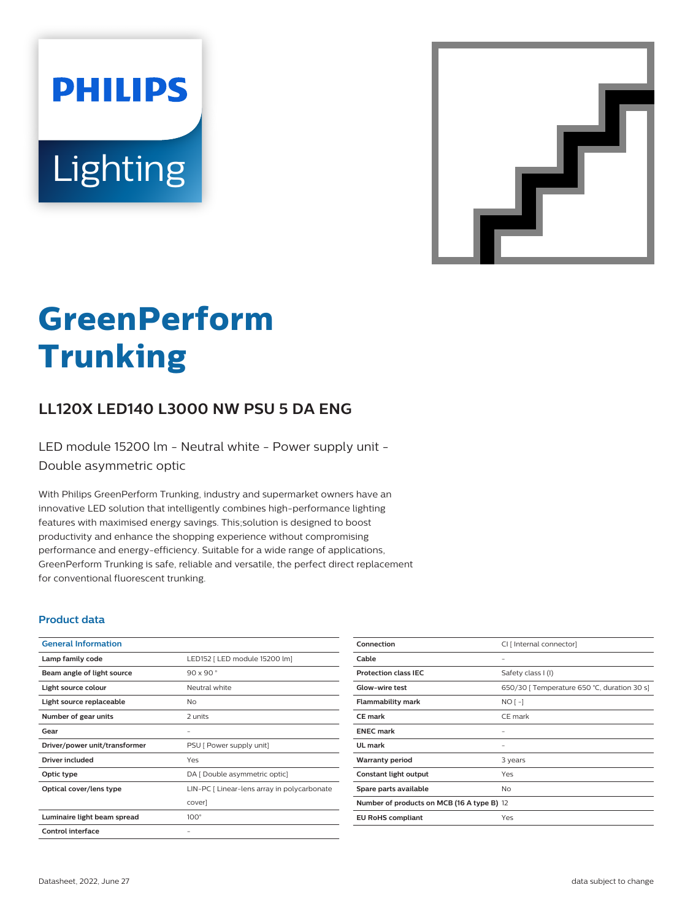# GreenPerform Trunking

## LL120X LED140 L3000 NW PSU 5 DA ENG

LED module 15200 lm - Neutral white - Power supply unit - Double asymmetric optic

With Philips GreenPerform Trunking, industry and supermarket owners have an innovative LED solution that intelligently combines high-performance lighting features with maximised energy savings. This;solution is designed to boost productivity and enhance the shopping experience without compromising performance and energy-efficiency. Suitable for a wide range of applications, GreenPerform Trunking is safe, reliable and versatile, the perfect direct replacement for conventional fluorescent trunking.

### Product data

| General Information | |
|---|---|
| Lamp family code | LED152 [ LED module 15200 lm] |
| Beam angle of light source | 90 x 90 ° |
| Light source colour | Neutral white |
| Light source replaceable | No |
| Number of gear units | 2 units |
| Gear | - |
| Driver/power unit/transformer | PSU [ Power supply unit] |
| Driver included | Yes |
| Optic type | DA [ Double asymmetric optic] |
| Optical cover/lens type | LIN-PC [ Linear-lens array in polycarbonate cover] |
| Luminaire light beam spread | 100° |
| Control interface | - |

| | |
|---|---|
| Connection | CI [ Internal connector] |
| Cable | - |
| Protection class IEC | Safety class I (I) |
| Glow-wire test | 650/30 [ Temperature 650 °C, duration 30 s] |
| Flammability mark | NO [ -] |
| CE mark | CE mark |
| ENEC mark | - |
| UL mark | - |
| Warranty period | 3 years |
| Constant light output | Yes |
| Spare parts available | No |
| Number of products on MCB (16 A type B) | 12 |
| EU RoHS compliant | Yes |

Datasheet, 2022, June 27

data subject to change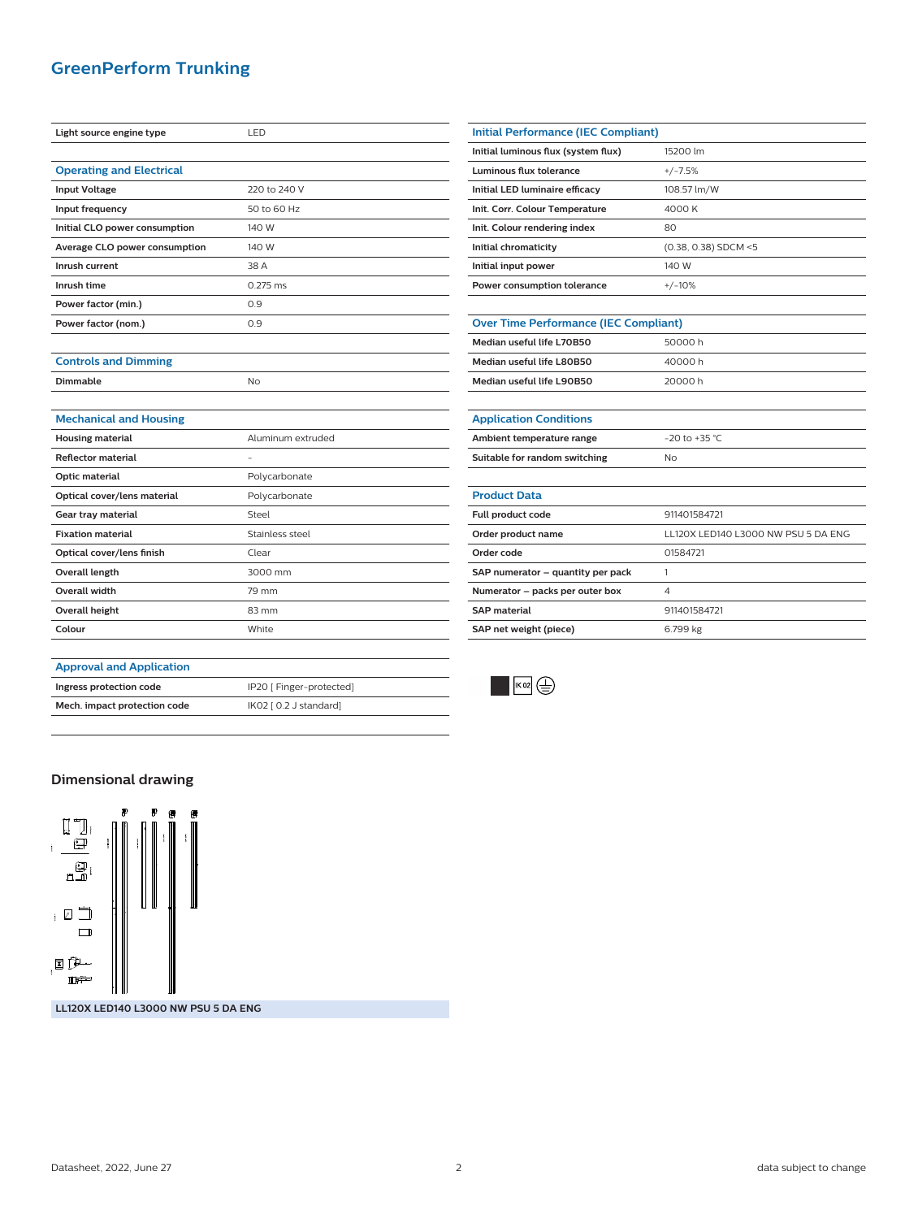# GreenPerform Trunking

| Light source engine type | LED |
|---|---|

| Operating and Electrical | |
|---|---|
| Input Voltage | 220 to 240 V |
| Input frequency | 50 to 60 Hz |
| Initial CLO power consumption | 140 W |
| Average CLO power consumption | 140 W |
| Inrush current | 38 A |
| Inrush time | 0.275 ms |
| Power factor (min.) | 0.9 |
| Power factor (nom.) | 0.9 |

| Controls and Dimming | |
|---|---|
| Dimmable | No |

| Mechanical and Housing | |
|---|---|
| Housing material | Aluminum extruded |
| Reflector material | - |
| Optic material | Polycarbonate |
| Optical cover/lens material | Polycarbonate |
| Gear tray material | Steel |
| Fixation material | Stainless steel |
| Optical cover/lens finish | Clear |
| Overall length | 3000 mm |
| Overall width | 79 mm |
| Overall height | 83 mm |
| Colour | White |

| Approval and Application | |
|---|---|
| Ingress protection code | IP20 [ Finger-protected] |
| Mech. impact protection code | IK02 [ 0.2 J standard] |

| Initial Performance (IEC Compliant) | |
|---|---|
| Initial luminous flux (system flux) | 15200 lm |
| Luminous flux tolerance | +/-7.5% |
| Initial LED luminaire efficacy | 108.57 lm/W |
| Init. Corr. Colour Temperature | 4000 K |
| Init. Colour rendering index | 80 |
| Initial chromaticity | (0.38, 0.38) SDCM <5 |
| Initial input power | 140 W |
| Power consumption tolerance | +/-10% |

| Over Time Performance (IEC Compliant) | |
|---|---|
| Median useful life L70B50 | 50000 h |
| Median useful life L80B50 | 40000 h |
| Median useful life L90B50 | 20000 h |

| Application Conditions | |
|---|---|
| Ambient temperature range | -20 to +35 °C |
| Suitable for random switching | No |

| Product Data | |
|---|---|
| Full product code | 911401584721 |
| Order product name | LL120X LED140 L3000 NW PSU 5 DA ENG |
| Order code | 01584721 |
| SAP numerator – quantity per pack | 1 |
| Numerator – packs per outer box | 4 |
| SAP material | 911401584721 |
| SAP net weight (piece) | 6.799 kg |

## Dimensional drawing

LL120X LED140 L3000 NW PSU 5 DA ENG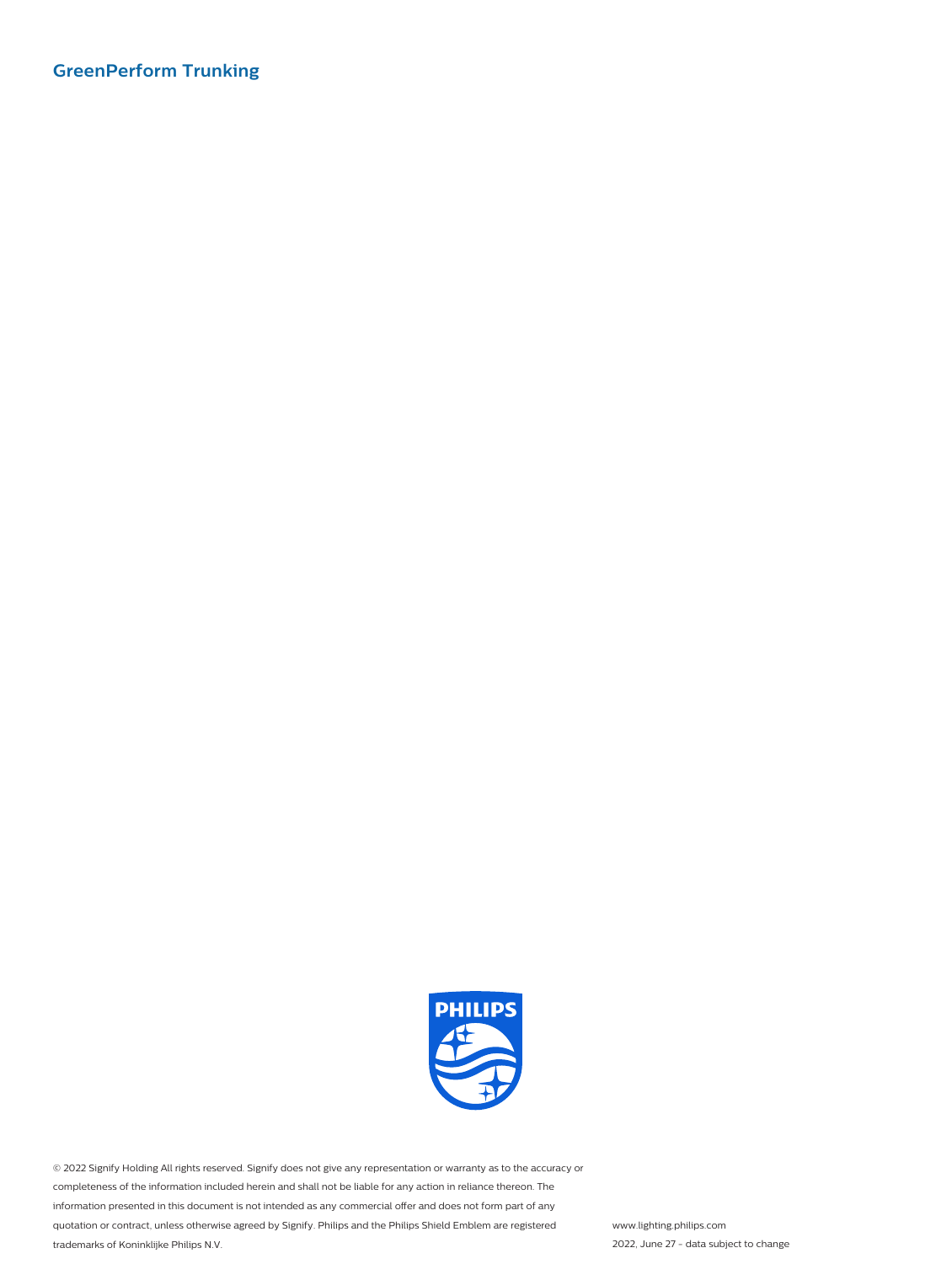## GreenPerform Trunking

© 2022 Signify Holding All rights reserved. Signify does not give any representation or warranty as to the accuracy or completeness of the information included herein and shall not be liable for any action in reliance thereon. The information presented in this document is not intended as any commercial offer and does not form part of any quotation or contract, unless otherwise agreed by Signify. Philips and the Philips Shield Emblem are registered trademarks of Koninklijke Philips N.V.

www.lighting.philips.com

2022, June 27 - data subject to change